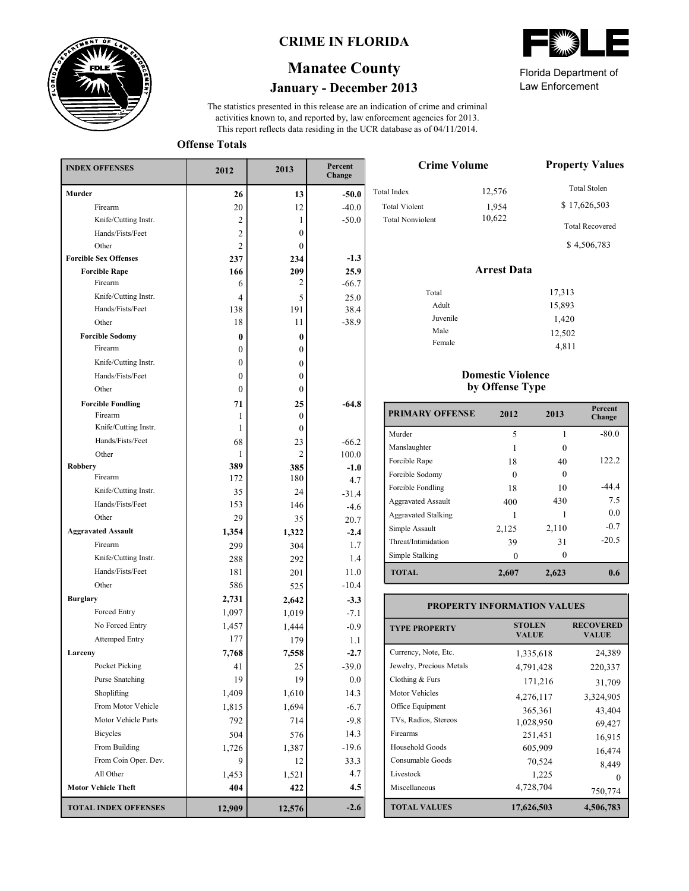# CRIME IN FLORIDA

## Manatee County

### January - December 2013

Florida Department of Law Enforcement

The statistics presented in this release are an indication of crime and criminal activities known to, and reported by, law enforcement agencies for 2013. This report reflects data residing in the UCR database as of 04/11/2014.

### Offense Totals

| INDEX OFFENSES | 2012 | 2013 | Percent Change |
|---|---|---|---|
| **Murder** | **26** | **13** | **-50.0** |
| Firearm | 20 | 12 | -40.0 |
| Knife/Cutting Instr. | 2 | 1 | -50.0 |
| Hands/Fists/Feet | 2 | 0 | |
| Other | 2 | 0 | |
| **Forcible Sex Offenses** | **237** | **234** | **-1.3** |
| **Forcible Rape** | **166** | **209** | **25.9** |
| Firearm | 6 | 2 | -66.7 |
| Knife/Cutting Instr. | 4 | 5 | 25.0 |
| Hands/Fists/Feet | 138 | 191 | 38.4 |
| Other | 18 | 11 | -38.9 |
| **Forcible Sodomy** | **0** | **0** | |
| Firearm | 0 | 0 | |
| Knife/Cutting Instr. | 0 | 0 | |
| Hands/Fists/Feet | 0 | 0 | |
| Other | 0 | 0 | |
| **Forcible Fondling** | **71** | **25** | **-64.8** |
| Firearm | 1 | 0 | |
| Knife/Cutting Instr. | 1 | 0 | |
| Hands/Fists/Feet | 68 | 23 | -66.2 |
| Other | 1 | 2 | 100.0 |
| **Robbery** | **389** | **385** | **-1.0** |
| Firearm | 172 | 180 | 4.7 |
| Knife/Cutting Instr. | 35 | 24 | -31.4 |
| Hands/Fists/Feet | 153 | 146 | -4.6 |
| Other | 29 | 35 | 20.7 |
| **Aggravated Assault** | **1,354** | **1,322** | **-2.4** |
| Firearm | 299 | 304 | 1.7 |
| Knife/Cutting Instr. | 288 | 292 | 1.4 |
| Hands/Fists/Feet | 181 | 201 | 11.0 |
| Other | 586 | 525 | -10.4 |
| **Burglary** | **2,731** | **2,642** | **-3.3** |
| Forced Entry | 1,097 | 1,019 | -7.1 |
| No Forced Entry | 1,457 | 1,444 | -0.9 |
| Attemped Entry | 177 | 179 | 1.1 |
| **Larceny** | **7,768** | **7,558** | **-2.7** |
| Pocket Picking | 41 | 25 | -39.0 |
| Purse Snatching | 19 | 19 | 0.0 |
| Shoplifting | 1,409 | 1,610 | 14.3 |
| From Motor Vehicle | 1,815 | 1,694 | -6.7 |
| Motor Vehicle Parts | 792 | 714 | -9.8 |
| Bicycles | 504 | 576 | 14.3 |
| From Building | 1,726 | 1,387 | -19.6 |
| From Coin Oper. Dev. | 9 | 12 | 33.3 |
| All Other | 1,453 | 1,521 | 4.7 |
| **Motor Vehicle Theft** | **404** | **422** | **4.5** |
| **TOTAL INDEX OFFENSES** | **12,909** | **12,576** | **-2.6** |

### Crime Volume

| | |
|---|---|
| Total Index | 12,576 |
| Total Violent | 1,954 |
| Total Nonviolent | 10,622 |

### Property Values

Total Stolen

$ 17,626,503

Total Recovered

$ 4,506,783

### Arrest Data

| | |
|---|---|
| Total | 17,313 |
| Adult | 15,893 |
| Juvenile | 1,420 |
| Male | 12,502 |
| Female | 4,811 |

### Domestic Violence by Offense Type

| PRIMARY OFFENSE | 2012 | 2013 | Percent Change |
|---|---|---|---|
| Murder | 5 | 1 | -80.0 |
| Manslaughter | 1 | 0 | |
| Forcible Rape | 18 | 40 | 122.2 |
| Forcible Sodomy | 0 | 0 | |
| Forcible Fondling | 18 | 10 | -44.4 |
| Aggravated Assault | 400 | 430 | 7.5 |
| Aggravated Stalking | 1 | 1 | 0.0 |
| Simple Assault | 2,125 | 2,110 | -0.7 |
| Threat/Intimidation | 39 | 31 | -20.5 |
| Simple Stalking | 0 | 0 | |
| **TOTAL** | **2,607** | **2,623** | **0.6** |

### PROPERTY INFORMATION VALUES

| TYPE PROPERTY | STOLEN VALUE | RECOVERED VALUE |
|---|---|---|
| Currency, Note, Etc. | 1,335,618 | 24,389 |
| Jewelry, Precious Metals | 4,791,428 | 220,337 |
| Clothing & Furs | 171,216 | 31,709 |
| Motor Vehicles | 4,276,117 | 3,324,905 |
| Office Equipment | 365,361 | 43,404 |
| TVs, Radios, Stereos | 1,028,950 | 69,427 |
| Firearms | 251,451 | 16,915 |
| Household Goods | 605,909 | 16,474 |
| Consumable Goods | 70,524 | 8,449 |
| Livestock | 1,225 | 0 |
| Miscellaneous | 4,728,704 | 750,774 |
| **TOTAL VALUES** | **17,626,503** | **4,506,783** |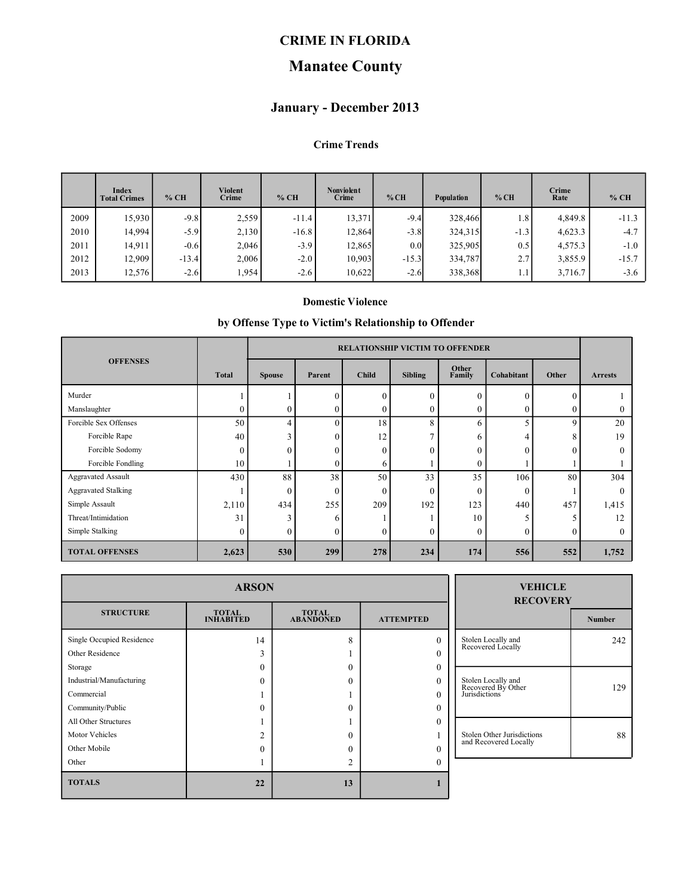# CRIME IN FLORIDA

## Manatee County

### January - December 2013

#### Crime Trends

| | Index Total Crimes | % CH | Violent Crime | % CH | Nonviolent Crime | % CH | Population | % CH | Crime Rate | % CH |
|---|---|---|---|---|---|---|---|---|---|---|
| 2009 | 15,930 | -9.8 | 2,559 | -11.4 | 13,371 | -9.4 | 328,466 | 1.8 | 4,849.8 | -11.3 |
| 2010 | 14,994 | -5.9 | 2,130 | -16.8 | 12,864 | -3.8 | 324,315 | -1.3 | 4,623.3 | -4.7 |
| 2011 | 14,911 | -0.6 | 2,046 | -3.9 | 12,865 | 0.0 | 325,905 | 0.5 | 4,575.3 | -1.0 |
| 2012 | 12,909 | -13.4 | 2,006 | -2.0 | 10,903 | -15.3 | 334,787 | 2.7 | 3,855.9 | -15.7 |
| 2013 | 12,576 | -2.6 | 1,954 | -2.6 | 10,622 | -2.6 | 338,368 | 1.1 | 3,716.7 | -3.6 |

#### Domestic Violence

#### by Offense Type to Victim's Relationship to Offender

| OFFENSES | | RELATIONSHIP VICTIM TO OFFENDER | | | | | | | |
|---|---|---|---|---|---|---|---|---|---|
| | Total | Spouse | Parent | Child | Sibling | Other Family | Cohabitant | Other | Arrests |
| Murder | 1 | 1 | 0 | 0 | 0 | 0 | 0 | 0 | 1 |
| Manslaughter | 0 | 0 | 0 | 0 | 0 | 0 | 0 | 0 | 0 |
| Forcible Sex Offenses | 50 | 4 | 0 | 18 | 8 | 6 | 5 | 9 | 20 |
| Forcible Rape | 40 | 3 | 0 | 12 | 7 | 6 | 4 | 8 | 19 |
| Forcible Sodomy | 0 | 0 | 0 | 0 | 0 | 0 | 0 | 0 | 0 |
| Forcible Fondling | 10 | 1 | 0 | 6 | 1 | 0 | 1 | 1 | 1 |
| Aggravated Assault | 430 | 88 | 38 | 50 | 33 | 35 | 106 | 80 | 304 |
| Aggravated Stalking | 1 | 0 | 0 | 0 | 0 | 0 | 0 | 1 | 0 |
| Simple Assault | 2,110 | 434 | 255 | 209 | 192 | 123 | 440 | 457 | 1,415 |
| Threat/Intimidation | 31 | 3 | 6 | 1 | 1 | 10 | 5 | 5 | 12 |
| Simple Stalking | 0 | 0 | 0 | 0 | 0 | 0 | 0 | 0 | 0 |
| **TOTAL OFFENSES** | **2,623** | **530** | **299** | **278** | **234** | **174** | **556** | **552** | **1,752** |

| ARSON | | | |
|---|---|---|---|
| STRUCTURE | TOTAL INHABITED | TOTAL ABANDONED | ATTEMPTED |
| Single Occupied Residence | 14 | 8 | 0 |
| Other Residence | 3 | 1 | 0 |
| Storage | 0 | 0 | 0 |
| Industrial/Manufacturing | 0 | 0 | 0 |
| Commercial | 1 | 1 | 0 |
| Community/Public | 0 | 0 | 0 |
| All Other Structures | 1 | 1 | 0 |
| Motor Vehicles | 2 | 0 | 1 |
| Other Mobile | 0 | 0 | 0 |
| Other | 1 | 2 | 0 |
| **TOTALS** | **22** | **13** | **1** |

| VEHICLE RECOVERY | Number |
|---|---|
| Stolen Locally and Recovered Locally | 242 |
| Stolen Locally and Recovered By Other Jurisdictions | 129 |
| Stolen Other Jurisdictions and Recovered Locally | 88 |